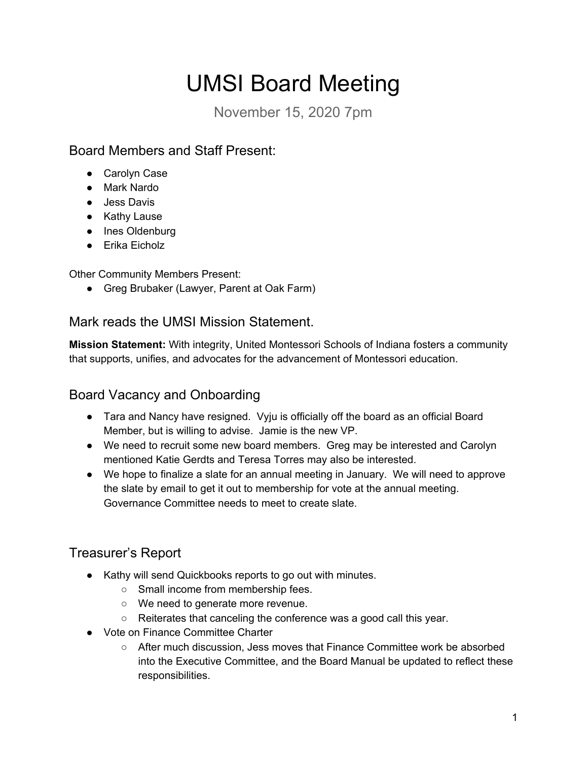# UMSI Board Meeting

November 15, 2020 7pm

## Board Members and Staff Present:

- Carolyn Case
- Mark Nardo
- Jess Davis
- Kathy Lause
- Ines Oldenburg
- Erika Eicholz

Other Community Members Present:

- Greg Brubaker (Lawyer, Parent at Oak Farm)

## Mark reads the UMSI Mission Statement.

**Mission Statement:** With integrity, United Montessori Schools of Indiana fosters a community that supports, unifies, and advocates for the advancement of Montessori education.

## Board Vacancy and Onboarding

- Tara and Nancy have resigned. Vyju is officially off the board as an official Board Member, but is willing to advise. Jamie is the new VP.
- We need to recruit some new board members. Greg may be interested and Carolyn mentioned Katie Gerdts and Teresa Torres may also be interested.
- We hope to finalize a slate for an annual meeting in January. We will need to approve the slate by email to get it out to membership for vote at the annual meeting. Governance Committee needs to meet to create slate.

## Treasurer's Report

- Kathy will send Quickbooks reports to go out with minutes.
  - Small income from membership fees.
  - We need to generate more revenue.
  - Reiterates that canceling the conference was a good call this year.
- Vote on Finance Committee Charter
  - After much discussion, Jess moves that Finance Committee work be absorbed into the Executive Committee, and the Board Manual be updated to reflect these responsibilities.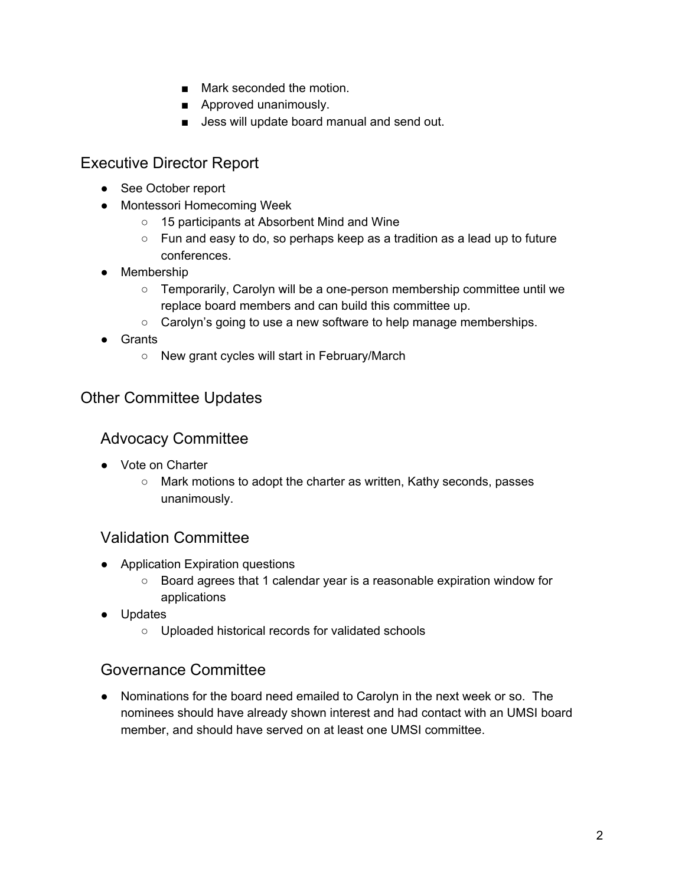- Mark seconded the motion.
        - Approved unanimously.
        - Jess will update board manual and send out.

## Executive Director Report

- See October report
- Montessori Homecoming Week
    - 15 participants at Absorbent Mind and Wine
    - Fun and easy to do, so perhaps keep as a tradition as a lead up to future conferences.
- Membership
    - Temporarily, Carolyn will be a one-person membership committee until we replace board members and can build this committee up.
    - Carolyn's going to use a new software to help manage memberships.
- Grants
    - New grant cycles will start in February/March

## Other Committee Updates

### Advocacy Committee

- Vote on Charter
    - Mark motions to adopt the charter as written, Kathy seconds, passes unanimously.

### Validation Committee

- Application Expiration questions
    - Board agrees that 1 calendar year is a reasonable expiration window for applications
- Updates
    - Uploaded historical records for validated schools

### Governance Committee

- Nominations for the board need emailed to Carolyn in the next week or so. The nominees should have already shown interest and had contact with an UMSI board member, and should have served on at least one UMSI committee.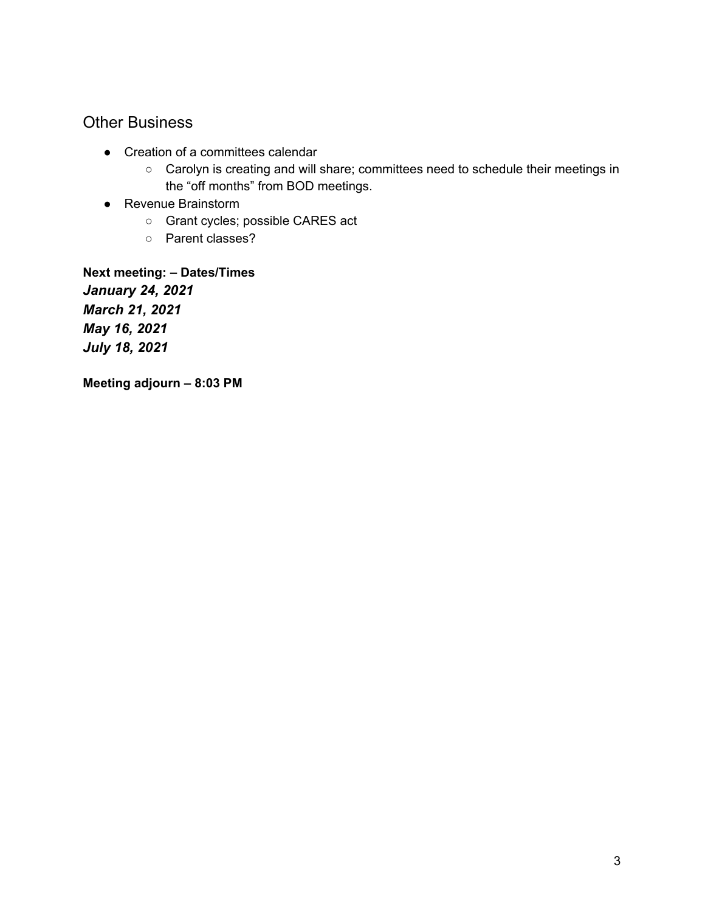## Other Business

- Creation of a committees calendar
    - Carolyn is creating and will share; committees need to schedule their meetings in the "off months" from BOD meetings.
- Revenue Brainstorm
    - Grant cycles; possible CARES act
    - Parent classes?

**Next meeting: – Dates/Times**

***January 24, 2021***

***March 21, 2021***

***May 16, 2021***

***July 18, 2021***

**Meeting adjourn – 8:03 PM**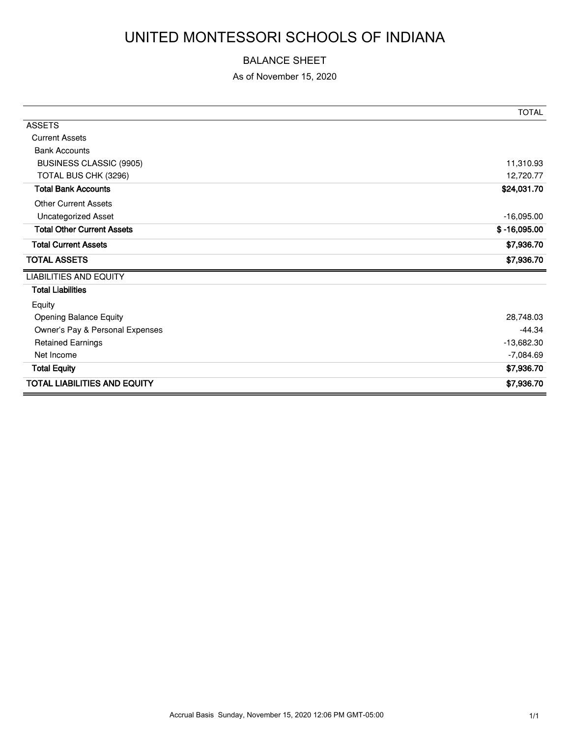# UNITED MONTESSORI SCHOOLS OF INDIANA

## BALANCE SHEET

As of November 15, 2020

| | TOTAL |
|---|---|
| ASSETS | |
| Current Assets | |
| Bank Accounts | |
| BUSINESS CLASSIC (9905) | 11,310.93 |
| TOTAL BUS CHK (3296) | 12,720.77 |
| **Total Bank Accounts** | **$24,031.70** |
| Other Current Assets | |
| Uncategorized Asset | -16,095.00 |
| **Total Other Current Assets** | **$ -16,095.00** |
| **Total Current Assets** | **$7,936.70** |
| **TOTAL ASSETS** | **$7,936.70** |
| LIABILITIES AND EQUITY | |
| **Total Liabilities** | |
| Equity | |
| Opening Balance Equity | 28,748.03 |
| Owner's Pay & Personal Expenses | -44.34 |
| Retained Earnings | -13,682.30 |
| Net Income | -7,084.69 |
| **Total Equity** | **$7,936.70** |
| **TOTAL LIABILITIES AND EQUITY** | **$7,936.70** |

Accrual Basis Sunday, November 15, 2020 12:06 PM GMT-05:00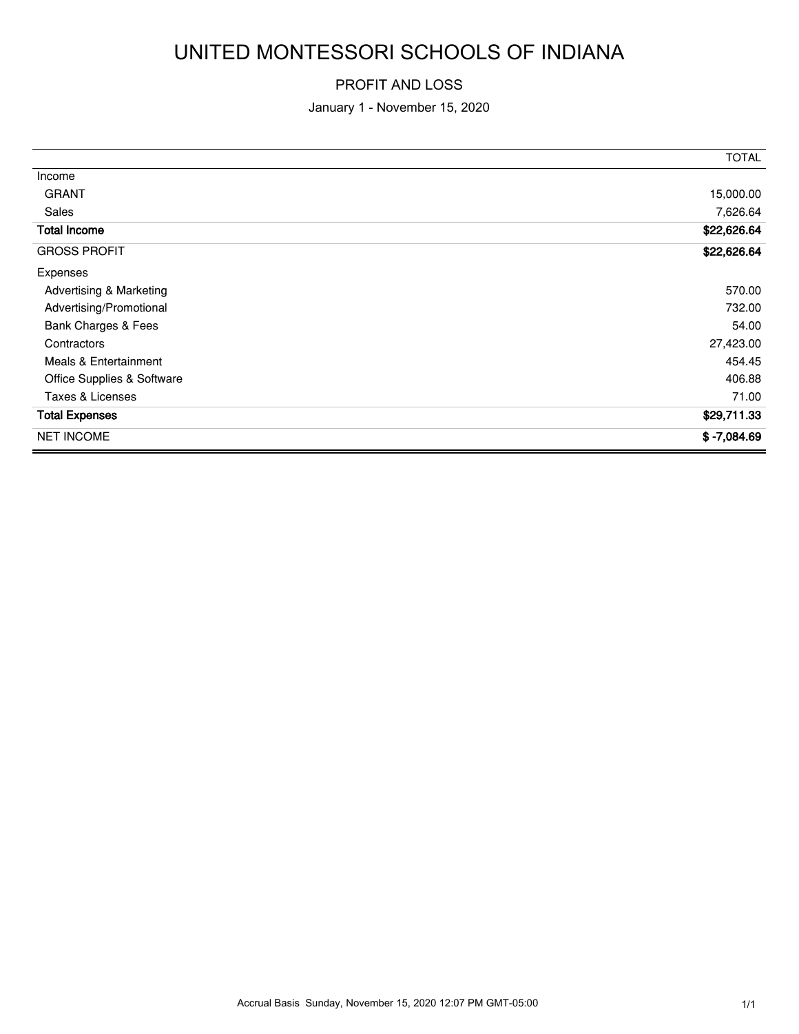# UNITED MONTESSORI SCHOOLS OF INDIANA

## PROFIT AND LOSS

January 1 - November 15, 2020

| | TOTAL |
|---|---|
| Income | |
| GRANT | 15,000.00 |
| Sales | 7,626.64 |
| **Total Income** | **$22,626.64** |
| GROSS PROFIT | **$22,626.64** |
| Expenses | |
| Advertising & Marketing | 570.00 |
| Advertising/Promotional | 732.00 |
| Bank Charges & Fees | 54.00 |
| Contractors | 27,423.00 |
| Meals & Entertainment | 454.45 |
| Office Supplies & Software | 406.88 |
| Taxes & Licenses | 71.00 |
| **Total Expenses** | **$29,711.33** |
| NET INCOME | **$ -7,084.69** |

Accrual Basis Sunday, November 15, 2020 12:07 PM GMT-05:00